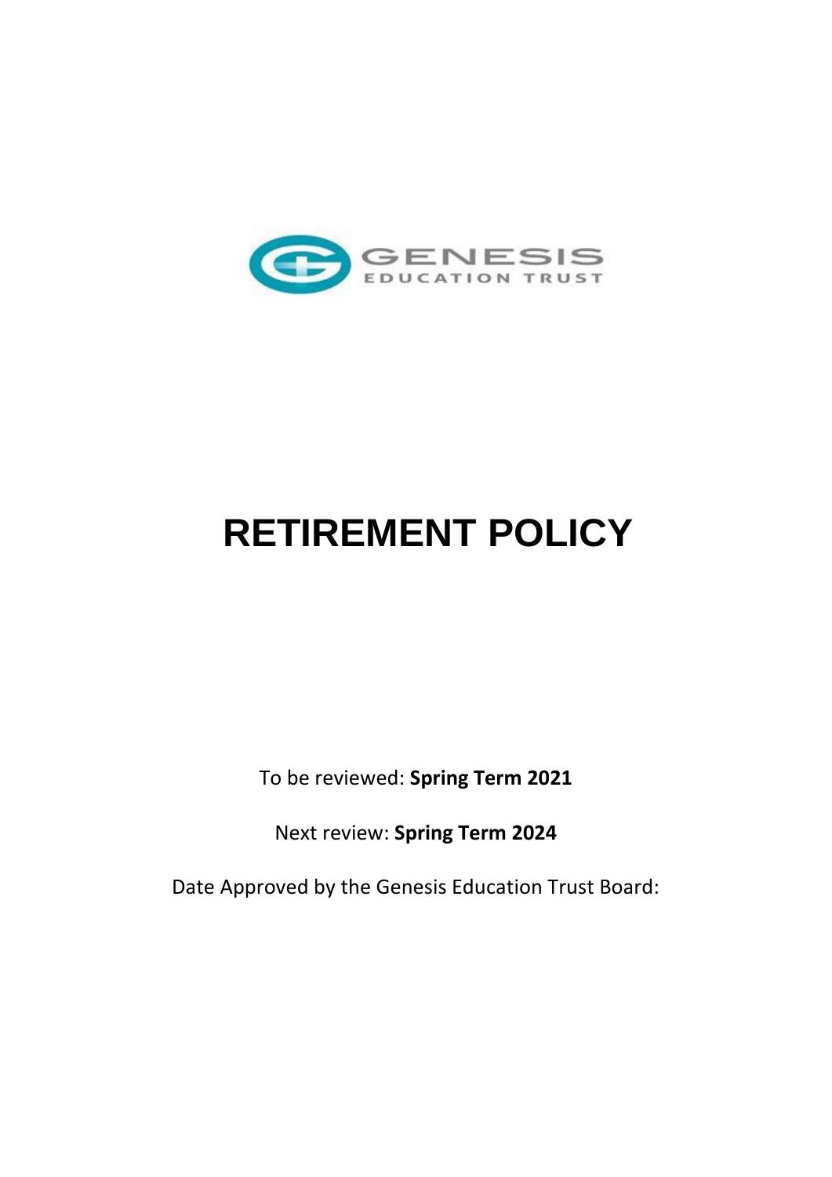GENESIS
EDUCATION TRUST

# RETIREMENT POLICY

To be reviewed: **Spring Term 2021**

Next review: **Spring Term 2024**

Date Approved by the Genesis Education Trust Board: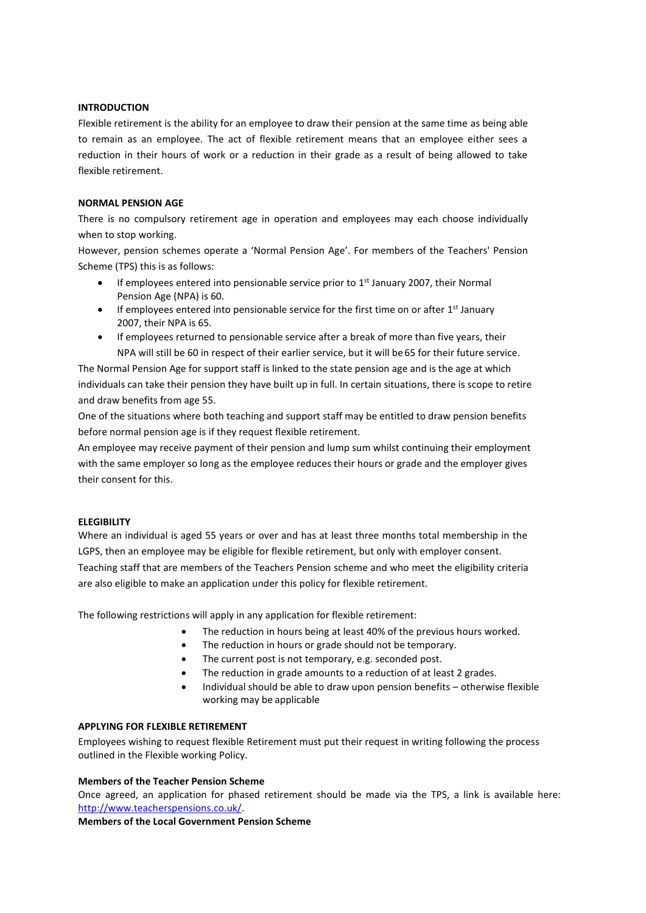**INTRODUCTION**

Flexible retirement is the ability for an employee to draw their pension at the same time as being able to remain as an employee. The act of flexible retirement means that an employee either sees a reduction in their hours of work or a reduction in their grade as a result of being allowed to take flexible retirement.

**NORMAL PENSION AGE**

There is no compulsory retirement age in operation and employees may each choose individually when to stop working.

However, pension schemes operate a 'Normal Pension Age'. For members of the Teachers' Pension Scheme (TPS) this is as follows:

- If employees entered into pensionable service prior to 1st January 2007, their Normal Pension Age (NPA) is 60.
- If employees entered into pensionable service for the first time on or after 1st January 2007, their NPA is 65.
- If employees returned to pensionable service after a break of more than five years, their NPA will still be 60 in respect of their earlier service, but it will be 65 for their future service.

The Normal Pension Age for support staff is linked to the state pension age and is the age at which individuals can take their pension they have built up in full. In certain situations, there is scope to retire and draw benefits from age 55.

One of the situations where both teaching and support staff may be entitled to draw pension benefits before normal pension age is if they request flexible retirement.

An employee may receive payment of their pension and lump sum whilst continuing their employment with the same employer so long as the employee reduces their hours or grade and the employer gives their consent for this.

**ELEGIBILITY**

Where an individual is aged 55 years or over and has at least three months total membership in the LGPS, then an employee may be eligible for flexible retirement, but only with employer consent.

Teaching staff that are members of the Teachers Pension scheme and who meet the eligibility criteria are also eligible to make an application under this policy for flexible retirement.

The following restrictions will apply in any application for flexible retirement:

- The reduction in hours being at least 40% of the previous hours worked.
- The reduction in hours or grade should not be temporary.
- The current post is not temporary, e.g. seconded post.
- The reduction in grade amounts to a reduction of at least 2 grades.
- Individual should be able to draw upon pension benefits – otherwise flexible working may be applicable

**APPLYING FOR FLEXIBLE RETIREMENT**

Employees wishing to request flexible Retirement must put their request in writing following the process outlined in the Flexible working Policy.

**Members of the Teacher Pension Scheme**

Once agreed, an application for phased retirement should be made via the TPS, a link is available here: http://www.teacherspensions.co.uk/.

**Members of the Local Government Pension Scheme**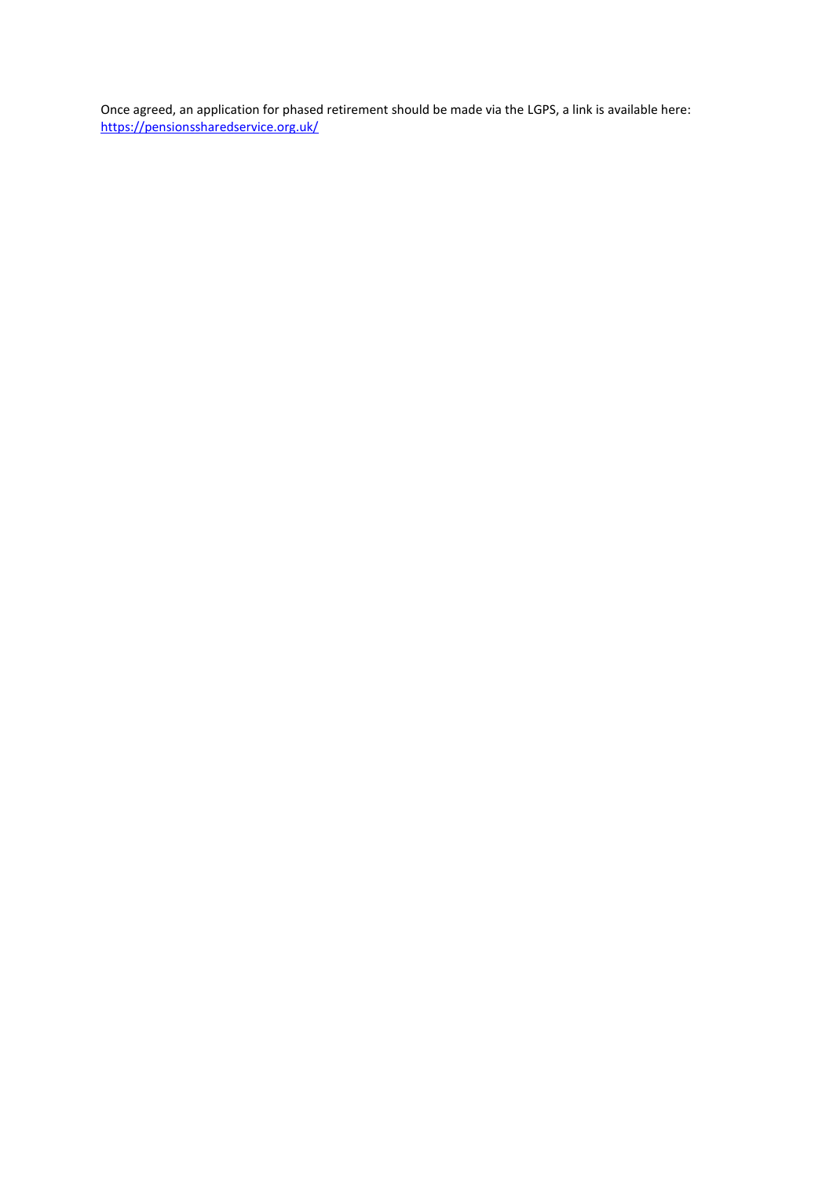Once agreed, an application for phased retirement should be made via the LGPS, a link is available here: https://pensionssharedservice.org.uk/